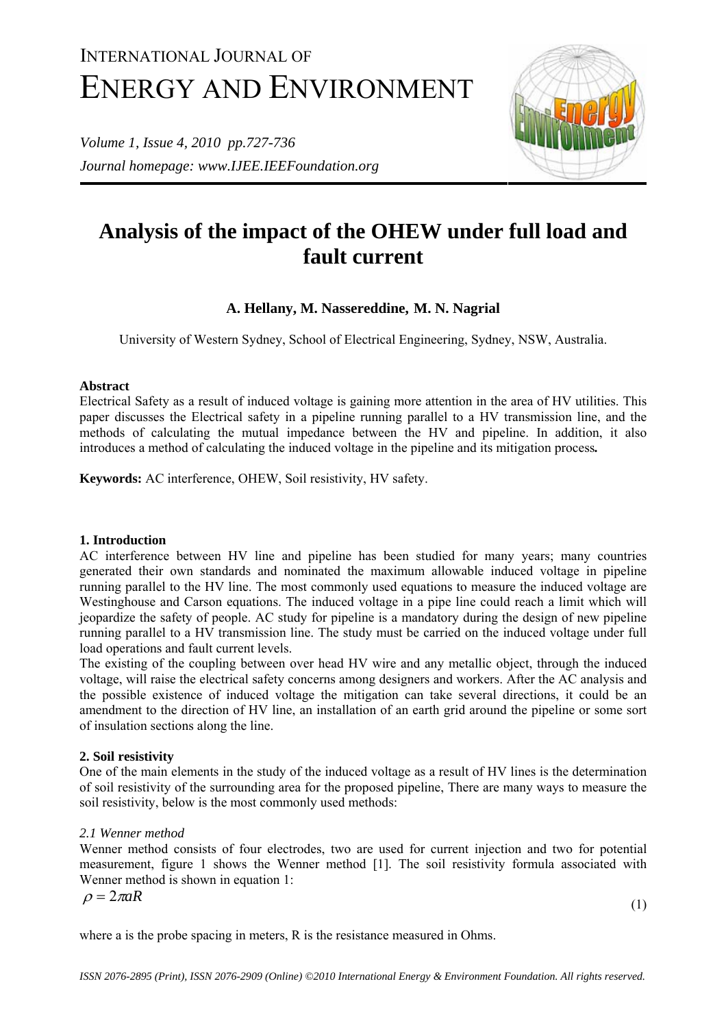# Analysis of the impact of the OHEW under full load and fault current

**A. Hellany, M. Nassereddine, M. N. Nagrial**

University of Western Sydney, School of Electrical Engineering, Sydney, NSW, Australia.

**Abstract**

Electrical Safety as a result of induced voltage is gaining more attention in the area of HV utilities. This paper discusses the Electrical safety in a pipeline running parallel to a HV transmission line, and the methods of calculating the mutual impedance between the HV and pipeline. In addition, it also introduces a method of calculating the induced voltage in the pipeline and its mitigation process**.**

**Keywords:** AC interference, OHEW, Soil resistivity, HV safety.

## 1. Introduction

AC interference between HV line and pipeline has been studied for many years; many countries generated their own standards and nominated the maximum allowable induced voltage in pipeline running parallel to the HV line. The most commonly used equations to measure the induced voltage are Westinghouse and Carson equations. The induced voltage in a pipe line could reach a limit which will jeopardize the safety of people. AC study for pipeline is a mandatory during the design of new pipeline running parallel to a HV transmission line. The study must be carried on the induced voltage under full load operations and fault current levels.

The existing of the coupling between over head HV wire and any metallic object, through the induced voltage, will raise the electrical safety concerns among designers and workers. After the AC analysis and the possible existence of induced voltage the mitigation can take several directions, it could be an amendment to the direction of HV line, an installation of an earth grid around the pipeline or some sort of insulation sections along the line.

## 2. Soil resistivity

One of the main elements in the study of the induced voltage as a result of HV lines is the determination of soil resistivity of the surrounding area for the proposed pipeline, There are many ways to measure the soil resistivity, below is the most commonly used methods:

### *2.1 Wenner method*

Wenner method consists of four electrodes, two are used for current injection and two for potential measurement, figure 1 shows the Wenner method [1]. The soil resistivity formula associated with Wenner method is shown in equation 1:

$$\rho = 2\pi aR \tag{1}$$

where a is the probe spacing in meters, R is the resistance measured in Ohms.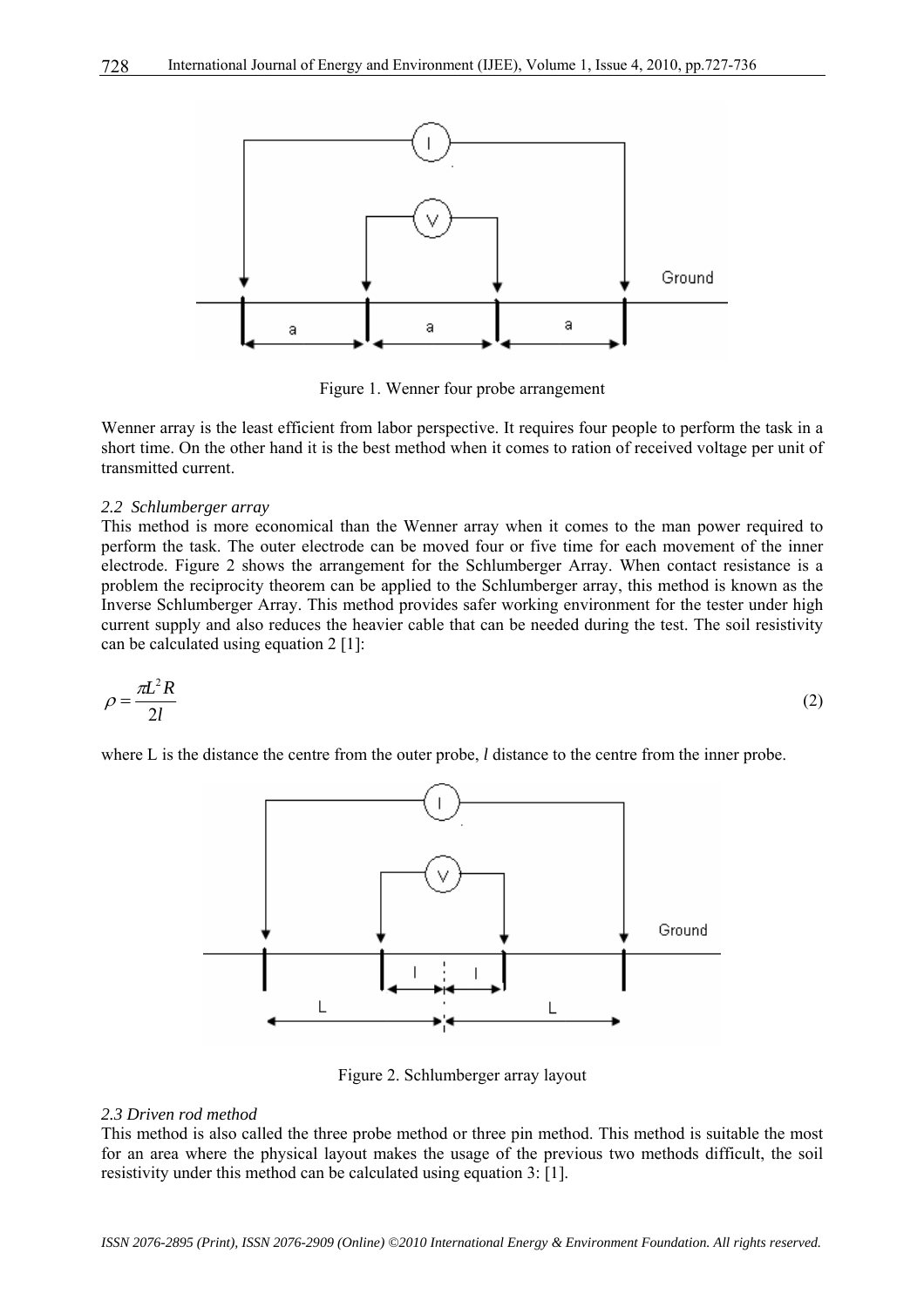Figure 1. Wenner four probe arrangement

Wenner array is the least efficient from labor perspective. It requires four people to perform the task in a short time. On the other hand it is the best method when it comes to ration of received voltage per unit of transmitted current.

### *2.2 Schlumberger array*

This method is more economical than the Wenner array when it comes to the man power required to perform the task. The outer electrode can be moved four or five time for each movement of the inner electrode. Figure 2 shows the arrangement for the Schlumberger Array. When contact resistance is a problem the reciprocity theorem can be applied to the Schlumberger array, this method is known as the Inverse Schlumberger Array. This method provides safer working environment for the tester under high current supply and also reduces the heavier cable that can be needed during the test. The soil resistivity can be calculated using equation 2 [1]:

$$\rho = \frac{\pi L^2 R}{2l} \tag{2}$$

where L is the distance the centre from the outer probe, *l* distance to the centre from the inner probe.

Figure 2. Schlumberger array layout

### *2.3 Driven rod method*

This method is also called the three probe method or three pin method. This method is suitable the most for an area where the physical layout makes the usage of the previous two methods difficult, the soil resistivity under this method can be calculated using equation 3: [1].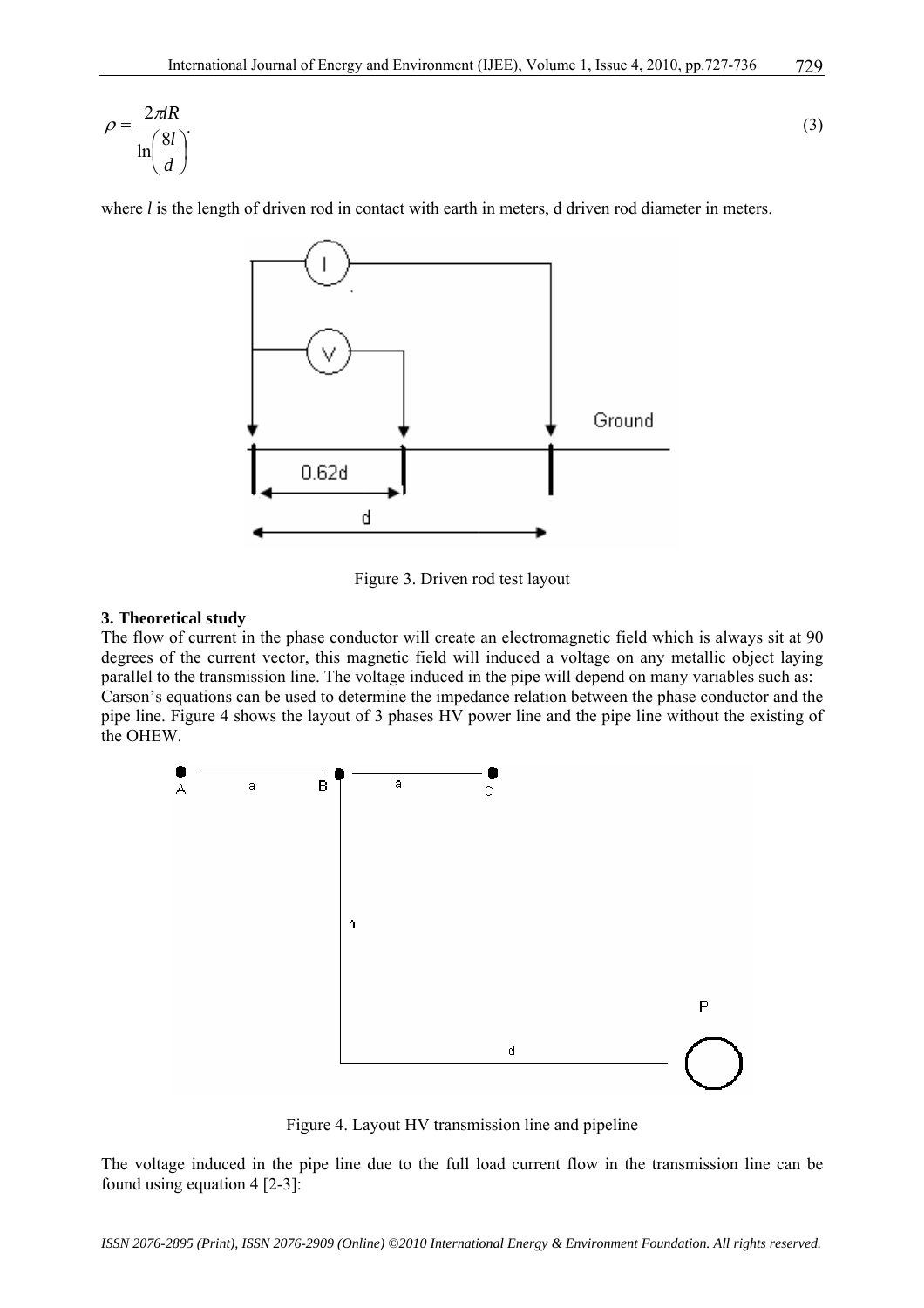$$\rho = \frac{2\pi l R}{\ln\left(\frac{8l}{d}\right)}. \tag{3}$$

where $l$ is the length of driven rod in contact with earth in meters, d driven rod diameter in meters.

Figure 3. Driven rod test layout

**3. Theoretical study**

The flow of current in the phase conductor will create an electromagnetic field which is always sit at 90 degrees of the current vector, this magnetic field will induced a voltage on any metallic object laying parallel to the transmission line. The voltage induced in the pipe will depend on many variables such as: Carson's equations can be used to determine the impedance relation between the phase conductor and the pipe line. Figure 4 shows the layout of 3 phases HV power line and the pipe line without the existing of the OHEW.

Figure 4. Layout HV transmission line and pipeline

The voltage induced in the pipe line due to the full load current flow in the transmission line can be found using equation 4 [2-3]: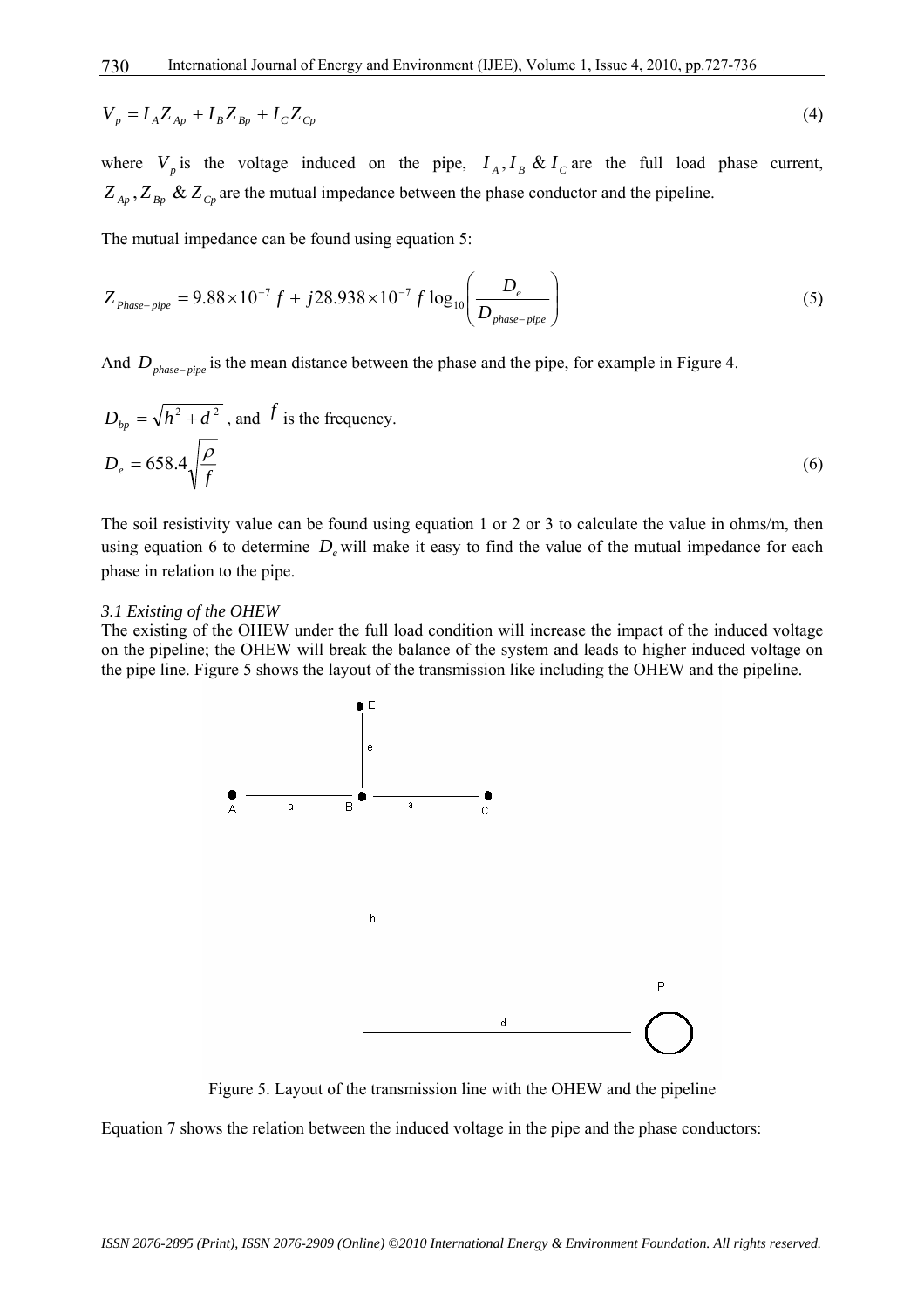$$V_p = I_A Z_{Ap} + I_B Z_{Bp} + I_C Z_{Cp} \tag{4}$$

where $V_p$ is the voltage induced on the pipe, $I_A, I_B$ & $I_C$ are the full load phase current, $Z_{Ap}, Z_{Bp}$ & $Z_{Cp}$ are the mutual impedance between the phase conductor and the pipeline.

The mutual impedance can be found using equation 5:

$$Z_{Phase-pipe} = 9.88 \times 10^{-7} f + j28.938 \times 10^{-7} f \log_{10}\left(\frac{D_e}{D_{phase-pipe}}\right) \tag{5}$$

And $D_{phase-pipe}$ is the mean distance between the phase and the pipe, for example in Figure 4.

$D_{bp} = \sqrt{h^2 + d^2}$ , and $f$ is the frequency.

$$D_e = 658.4\sqrt{\frac{\rho}{f}} \tag{6}$$

The soil resistivity value can be found using equation 1 or 2 or 3 to calculate the value in ohms/m, then using equation 6 to determine $D_e$ will make it easy to find the value of the mutual impedance for each phase in relation to the pipe.

### *3.1 Existing of the OHEW*

The existing of the OHEW under the full load condition will increase the impact of the induced voltage on the pipeline; the OHEW will break the balance of the system and leads to higher induced voltage on the pipe line. Figure 5 shows the layout of the transmission like including the OHEW and the pipeline.

Figure 5. Layout of the transmission line with the OHEW and the pipeline

Equation 7 shows the relation between the induced voltage in the pipe and the phase conductors: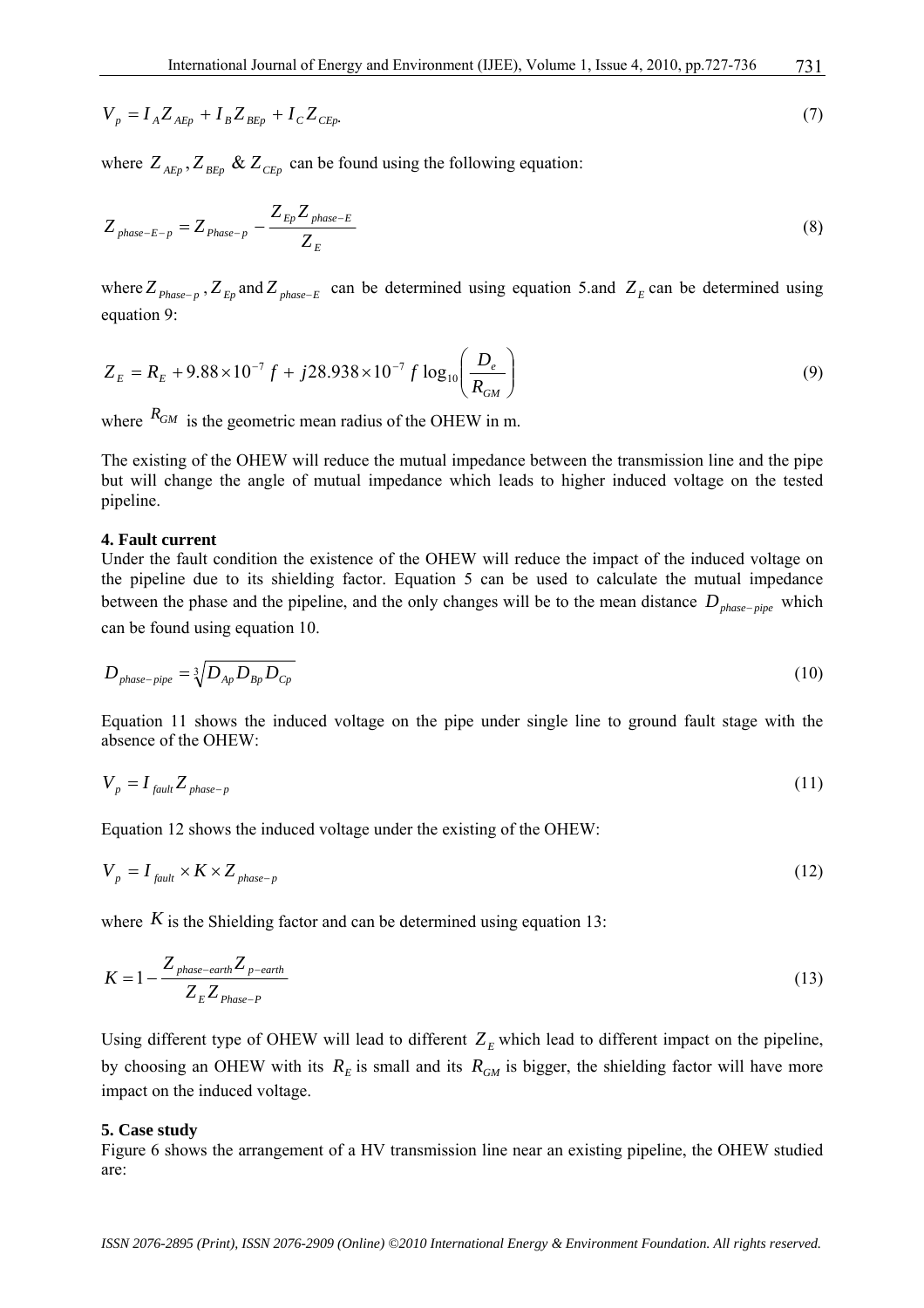$$V_p = I_A Z_{AEp} + I_B Z_{BEp} + I_C Z_{CEp}. \tag{7}$$

where $Z_{AEp}, Z_{BEp}$ & $Z_{CEp}$ can be found using the following equation:

$$Z_{phase-E-p} = Z_{Phase-p} - \frac{Z_{Ep} Z_{phase-E}}{Z_E} \tag{8}$$

where $Z_{Phase-p}$ , $Z_{Ep}$ and $Z_{phase-E}$ can be determined using equation 5.and $Z_E$ can be determined using equation 9:

$$Z_E = R_E + 9.88 \times 10^{-7} f + j28.938 \times 10^{-7} f \log_{10}\left(\frac{D_e}{R_{GM}}\right) \tag{9}$$

where $R_{GM}$ is the geometric mean radius of the OHEW in m.

The existing of the OHEW will reduce the mutual impedance between the transmission line and the pipe but will change the angle of mutual impedance which leads to higher induced voltage on the tested pipeline.

**4. Fault current**

Under the fault condition the existence of the OHEW will reduce the impact of the induced voltage on the pipeline due to its shielding factor. Equation 5 can be used to calculate the mutual impedance between the phase and the pipeline, and the only changes will be to the mean distance $D_{phase-pipe}$ which can be found using equation 10.

$$D_{phase-pipe} = \sqrt[3]{D_{Ap} D_{Bp} D_{Cp}} \tag{10}$$

Equation 11 shows the induced voltage on the pipe under single line to ground fault stage with the absence of the OHEW:

$$V_p = I_{fault} Z_{phase-p} \tag{11}$$

Equation 12 shows the induced voltage under the existing of the OHEW:

$$V_p = I_{fault} \times K \times Z_{phase-p} \tag{12}$$

where $K$ is the Shielding factor and can be determined using equation 13:

$$K = 1 - \frac{Z_{phase-earth} Z_{p-earth}}{Z_E Z_{Phase-P}} \tag{13}$$

Using different type of OHEW will lead to different $Z_E$ which lead to different impact on the pipeline, by choosing an OHEW with its $R_E$ is small and its $R_{GM}$ is bigger, the shielding factor will have more impact on the induced voltage.

**5. Case study**

Figure 6 shows the arrangement of a HV transmission line near an existing pipeline, the OHEW studied are: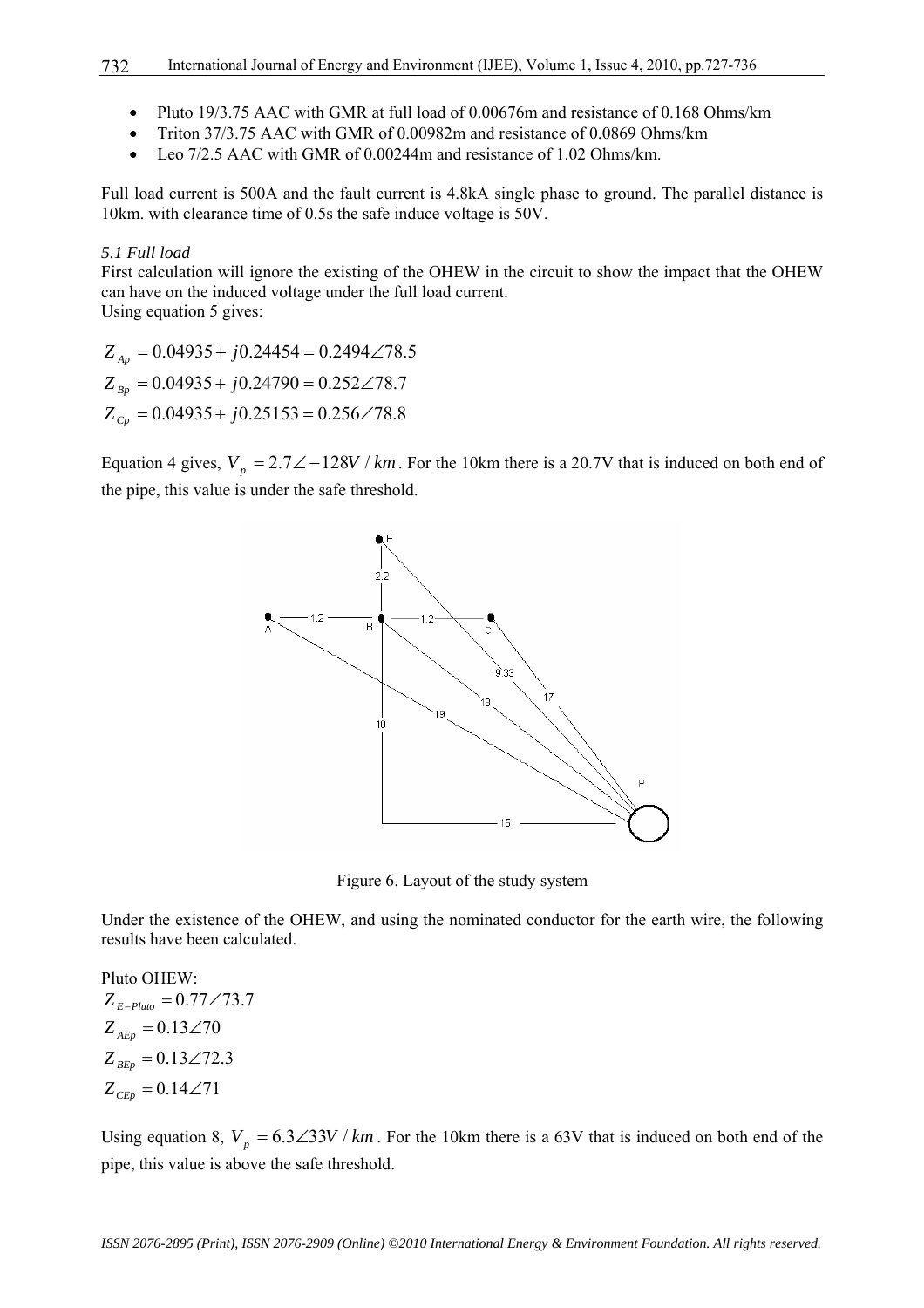- Pluto 19/3.75 AAC with GMR at full load of 0.00676m and resistance of 0.168 Ohms/km
- Triton 37/3.75 AAC with GMR of 0.00982m and resistance of 0.0869 Ohms/km
- Leo 7/2.5 AAC with GMR of 0.00244m and resistance of 1.02 Ohms/km.

Full load current is 500A and the fault current is 4.8kA single phase to ground. The parallel distance is 10km. with clearance time of 0.5s the safe induce voltage is 50V.

*5.1 Full load*

First calculation will ignore the existing of the OHEW in the circuit to show the impact that the OHEW can have on the induced voltage under the full load current.
Using equation 5 gives:

$$Z_{Ap} = 0.04935 + j0.24454 = 0.2494\angle 78.5$$

$$Z_{Bp} = 0.04935 + j0.24790 = 0.252\angle 78.7$$

$$Z_{Cp} = 0.04935 + j0.25153 = 0.256\angle 78.8$$

Equation 4 gives, $V_p = 2.7\angle -128V/km$. For the 10km there is a 20.7V that is induced on both end of the pipe, this value is under the safe threshold.

Figure 6. Layout of the study system

Under the existence of the OHEW, and using the nominated conductor for the earth wire, the following results have been calculated.

Pluto OHEW:

$$Z_{E-Pluto} = 0.77\angle 73.7$$

$$Z_{AEp} = 0.13\angle 70$$

$$Z_{BEp} = 0.13\angle 72.3$$

$$Z_{CEp} = 0.14\angle 71$$

Using equation 8, $V_p = 6.3\angle 33V/km$. For the 10km there is a 63V that is induced on both end of the pipe, this value is above the safe threshold.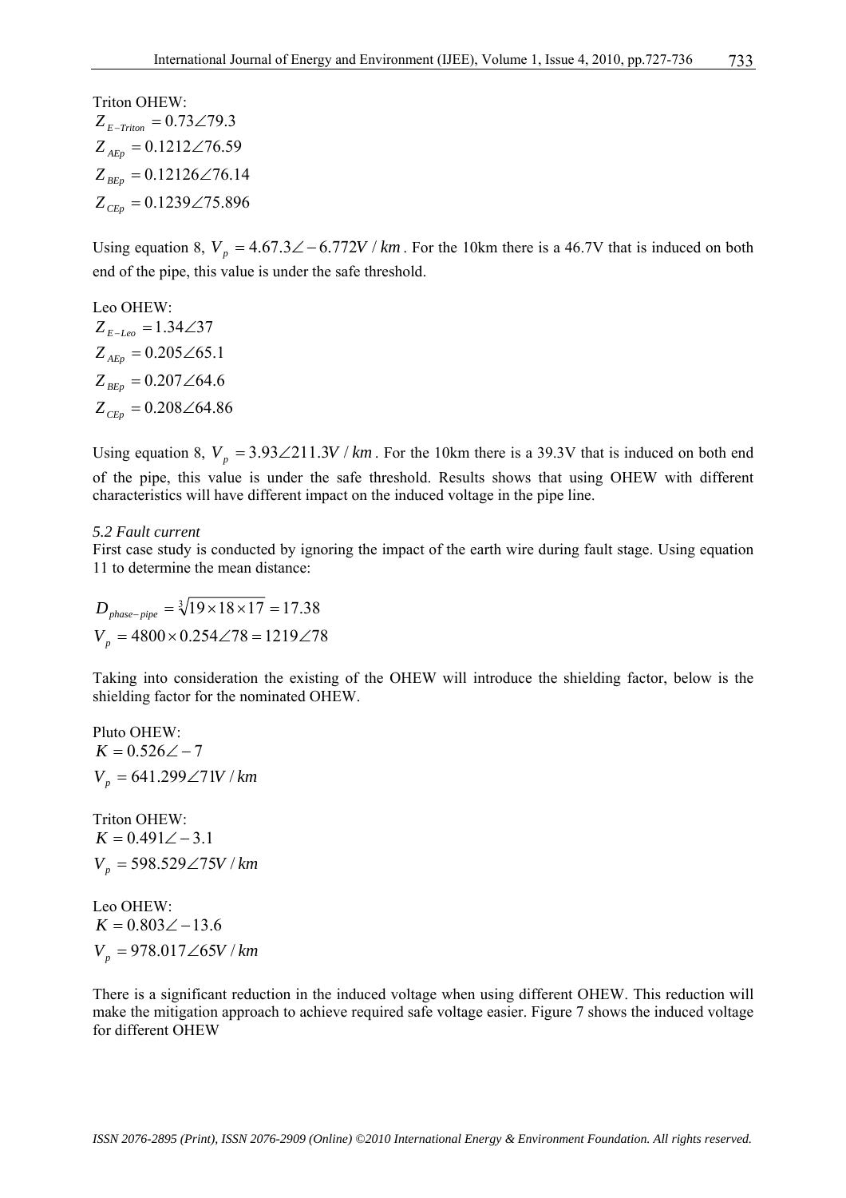Triton OHEW:

$Z_{E-Triton} = 0.73\angle 79.3$

$Z_{AEp} = 0.1212\angle 76.59$

$Z_{BEp} = 0.12126\angle 76.14$

$Z_{CEp} = 0.1239\angle 75.896$

Using equation 8, $V_p = 4.67.3\angle -6.772V/km$. For the 10km there is a 46.7V that is induced on both end of the pipe, this value is under the safe threshold.

Leo OHEW:

$Z_{E-Leo} = 1.34\angle 37$

$Z_{AEp} = 0.205\angle 65.1$

$Z_{BEp} = 0.207\angle 64.6$

$Z_{CEp} = 0.208\angle 64.86$

Using equation 8, $V_p = 3.93\angle 211.3V/km$. For the 10km there is a 39.3V that is induced on both end of the pipe, this value is under the safe threshold. Results shows that using OHEW with different characteristics will have different impact on the induced voltage in the pipe line.

*5.2 Fault current*

First case study is conducted by ignoring the impact of the earth wire during fault stage. Using equation 11 to determine the mean distance:

$$D_{phase-pipe} = \sqrt[3]{19 \times 18 \times 17} = 17.38$$

$$V_p = 4800 \times 0.254\angle 78 = 1219\angle 78$$

Taking into consideration the existing of the OHEW will introduce the shielding factor, below is the shielding factor for the nominated OHEW.

Pluto OHEW:

$K = 0.526\angle -7$

$V_p = 641.299\angle 71V/km$

Triton OHEW:

$K = 0.491\angle -3.1$

$V_p = 598.529\angle 75V/km$

Leo OHEW:

$K = 0.803\angle -13.6$

$V_p = 978.017\angle 65V/km$

There is a significant reduction in the induced voltage when using different OHEW. This reduction will make the mitigation approach to achieve required safe voltage easier. Figure 7 shows the induced voltage for different OHEW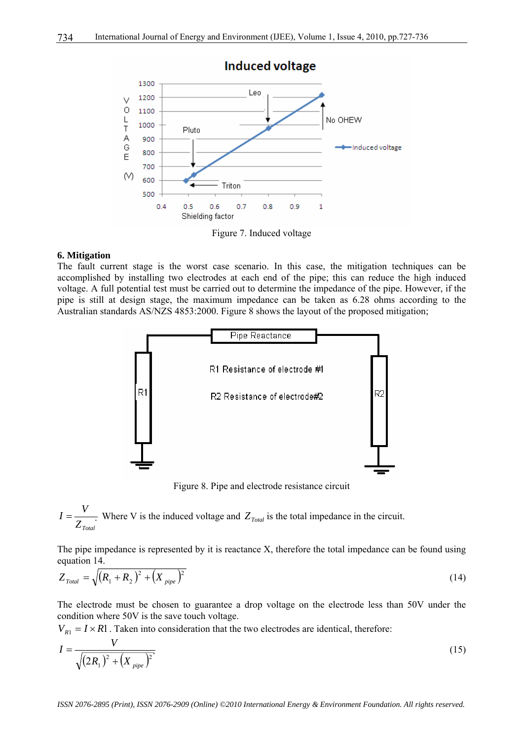Figure 7. Induced voltage

**6. Mitigation**

The fault current stage is the worst case scenario. In this case, the mitigation techniques can be accomplished by installing two electrodes at each end of the pipe; this can reduce the high induced voltage. A full potential test must be carried out to determine the impedance of the pipe. However, if the pipe is still at design stage, the maximum impedance can be taken as 6.28 ohms according to the Australian standards AS/NZS 4853:2000. Figure 8 shows the layout of the proposed mitigation;

Figure 8. Pipe and electrode resistance circuit

$I = \frac{V}{Z_{Total}}$: Where V is the induced voltage and $Z_{Total}$ is the total impedance in the circuit.

The pipe impedance is represented by it is reactance X, therefore the total impedance can be found using equation 14.

$$Z_{Total} = \sqrt{(R_1 + R_2)^2 + (X_{pipe})^2} \tag{14}$$

The electrode must be chosen to guarantee a drop voltage on the electrode less than 50V under the condition where 50V is the save touch voltage.

$V_{R1} = I \times R1$. Taken into consideration that the two electrodes are identical, therefore:

$$I = \frac{V}{\sqrt{(2R_1)^2 + (X_{pipe})^2}} \tag{15}$$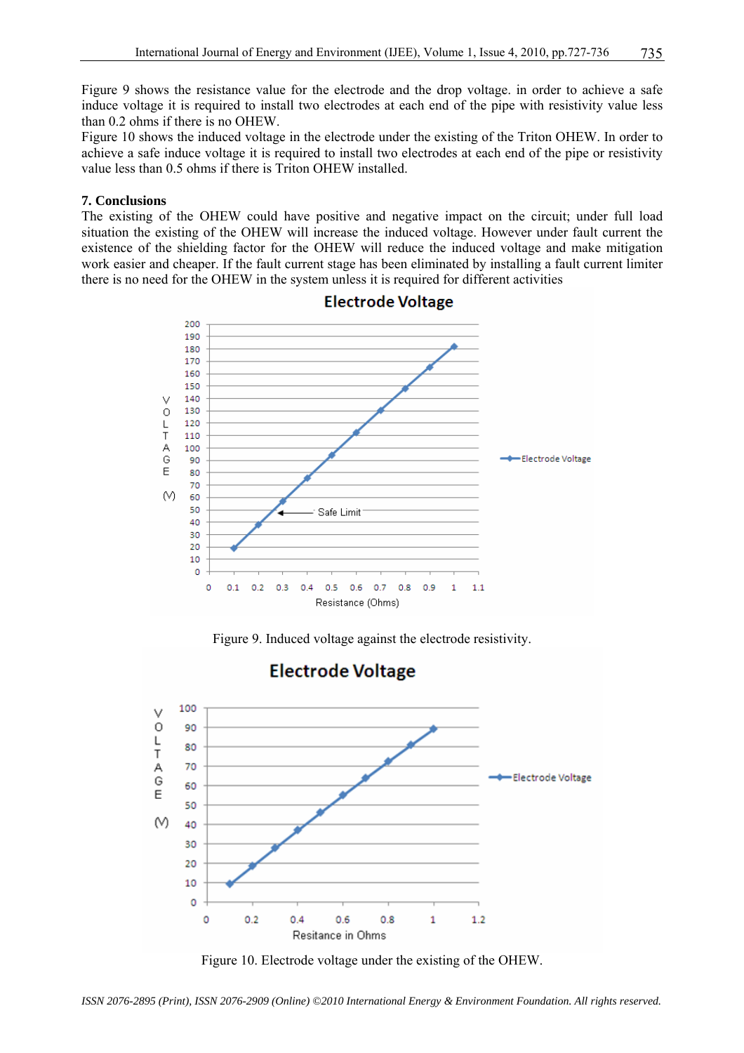Figure 9 shows the resistance value for the electrode and the drop voltage. in order to achieve a safe induce voltage it is required to install two electrodes at each end of the pipe with resistivity value less than 0.2 ohms if there is no OHEW.
Figure 10 shows the induced voltage in the electrode under the existing of the Triton OHEW. In order to achieve a safe induce voltage it is required to install two electrodes at each end of the pipe or resistivity value less than 0.5 ohms if there is Triton OHEW installed.

## 7. Conclusions

The existing of the OHEW could have positive and negative impact on the circuit; under full load situation the existing of the OHEW will increase the induced voltage. However under fault current the existence of the shielding factor for the OHEW will reduce the induced voltage and make mitigation work easier and cheaper. If the fault current stage has been eliminated by installing a fault current limiter there is no need for the OHEW in the system unless it is required for different activities

Figure 9. Induced voltage against the electrode resistivity.

Figure 10. Electrode voltage under the existing of the OHEW.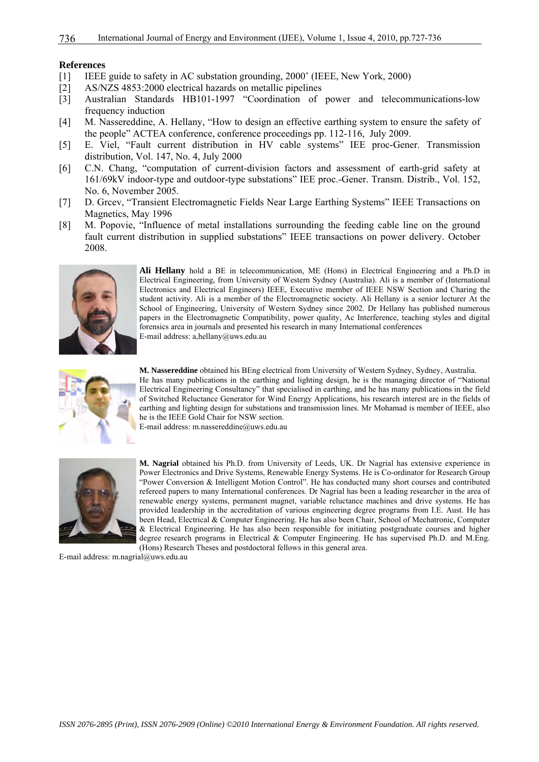## References

[1] IEEE guide to safety in AC substation grounding, 2000' (IEEE, New York, 2000)

[2] AS/NZS 4853:2000 electrical hazards on metallic pipelines

[3] Australian Standards HB101-1997 "Coordination of power and telecommunications-low frequency induction

[4] M. Nassereddine, A. Hellany, "How to design an effective earthing system to ensure the safety of the people" ACTEA conference, conference proceedings pp. 112-116, July 2009.

[5] E. Viel, "Fault current distribution in HV cable systems" IEE proc-Gener. Transmission distribution, Vol. 147, No. 4, July 2000

[6] C.N. Chang, "computation of current-division factors and assessment of earth-grid safety at 161/69kV indoor-type and outdoor-type substations" IEE proc.-Gener. Transm. Distrib., Vol. 152, No. 6, November 2005.

[7] D. Grcev, "Transient Electromagnetic Fields Near Large Earthing Systems" IEEE Transactions on Magnetics, May 1996

[8] M. Popovie, "Influence of metal installations surrounding the feeding cable line on the ground fault current distribution in supplied substations" IEEE transactions on power delivery. October 2008.

**Ali Hellany** hold a BE in telecommunication, ME (Hons) in Electrical Engineering and a Ph.D in Electrical Engineering, from University of Western Sydney (Australia). Ali is a member of (International Electronics and Electrical Engineers) IEEE, Executive member of IEEE NSW Section and Charing the student activity. Ali is a member of the Electromagnetic society. Ali Hellany is a senior lecturer At the School of Engineering, University of Western Sydney since 2002. Dr Hellany has published numerous papers in the Electromagnetic Compatibility, power quality, Ac Interference, teaching styles and digital forensics area in journals and presented his research in many International conferences
E-mail address: a,hellany@uws.edu.au

**M. Nassereddine** obtained his BEng electrical from University of Western Sydney, Sydney, Australia. He has many publications in the earthing and lighting design, he is the managing director of "National Electrical Engineering Consultancy" that specialised in earthing, and he has many publications in the field of Switched Reluctance Generator for Wind Energy Applications, his research interest are in the fields of earthing and lighting design for substations and transmission lines. Mr Mohamad is member of IEEE, also he is the IEEE Gold Chair for NSW section.
E-mail address: m.nassereddine@uws.edu.au

**M. Nagrial** obtained his Ph.D. from University of Leeds, UK. Dr Nagrial has extensive experience in Power Electronics and Drive Systems, Renewable Energy Systems. He is Co-ordinator for Research Group "Power Conversion & Intelligent Motion Control". He has conducted many short courses and contributed refereed papers to many International conferences. Dr Nagrial has been a leading researcher in the area of renewable energy systems, permanent magnet, variable reluctance machines and drive systems. He has provided leadership in the accreditation of various engineering degree programs from I.E. Aust. He has been Head, Electrical & Computer Engineering. He has also been Chair, School of Mechatronic, Computer & Electrical Engineering. He has also been responsible for initiating postgraduate courses and higher degree research programs in Electrical & Computer Engineering. He has supervised Ph.D. and M.Eng. (Hons) Research Theses and postdoctoral fellows in this general area.
E-mail address: m.nagrial@uws.edu.au